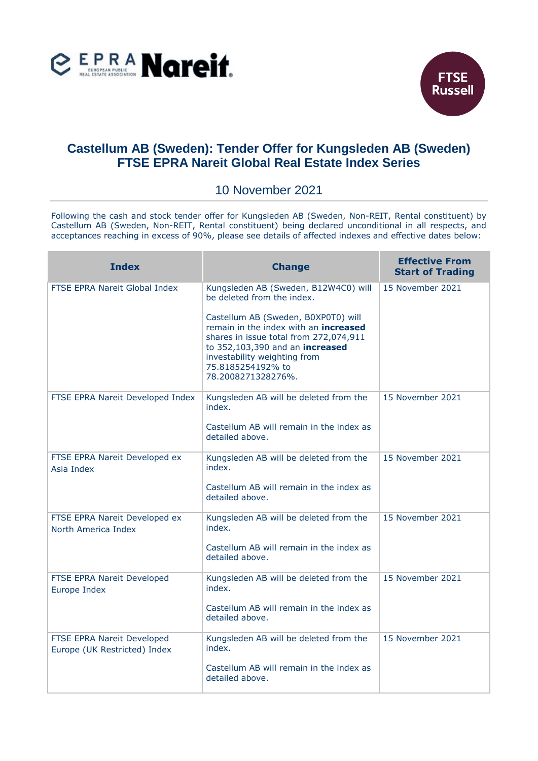# Castellum AB (Sweden): Tender Offer for Kungsleden AB (Sweden)
# FTSE EPRA Nareit Global Real Estate Index Series

10 November 2021

Following the cash and stock tender offer for Kungsleden AB (Sweden, Non-REIT, Rental constituent) by Castellum AB (Sweden, Non-REIT, Rental constituent) being declared unconditional in all respects, and acceptances reaching in excess of 90%, please see details of affected indexes and effective dates below:

| Index | Change | Effective From Start of Trading |
|---|---|---|
| FTSE EPRA Nareit Global Index | Kungsleden AB (Sweden, B12W4C0) will be deleted from the index.<br><br>Castellum AB (Sweden, B0XP0T0) will remain in the index with an **increased** shares in issue total from 272,074,911 to 352,103,390 and an **increased** investability weighting from 75.8185254192% to 78.2008271328276%. | 15 November 2021 |
| FTSE EPRA Nareit Developed Index | Kungsleden AB will be deleted from the index.<br><br>Castellum AB will remain in the index as detailed above. | 15 November 2021 |
| FTSE EPRA Nareit Developed ex Asia Index | Kungsleden AB will be deleted from the index.<br><br>Castellum AB will remain in the index as detailed above. | 15 November 2021 |
| FTSE EPRA Nareit Developed ex North America Index | Kungsleden AB will be deleted from the index.<br><br>Castellum AB will remain in the index as detailed above. | 15 November 2021 |
| FTSE EPRA Nareit Developed Europe Index | Kungsleden AB will be deleted from the index.<br><br>Castellum AB will remain in the index as detailed above. | 15 November 2021 |
| FTSE EPRA Nareit Developed Europe (UK Restricted) Index | Kungsleden AB will be deleted from the index.<br><br>Castellum AB will remain in the index as detailed above. | 15 November 2021 |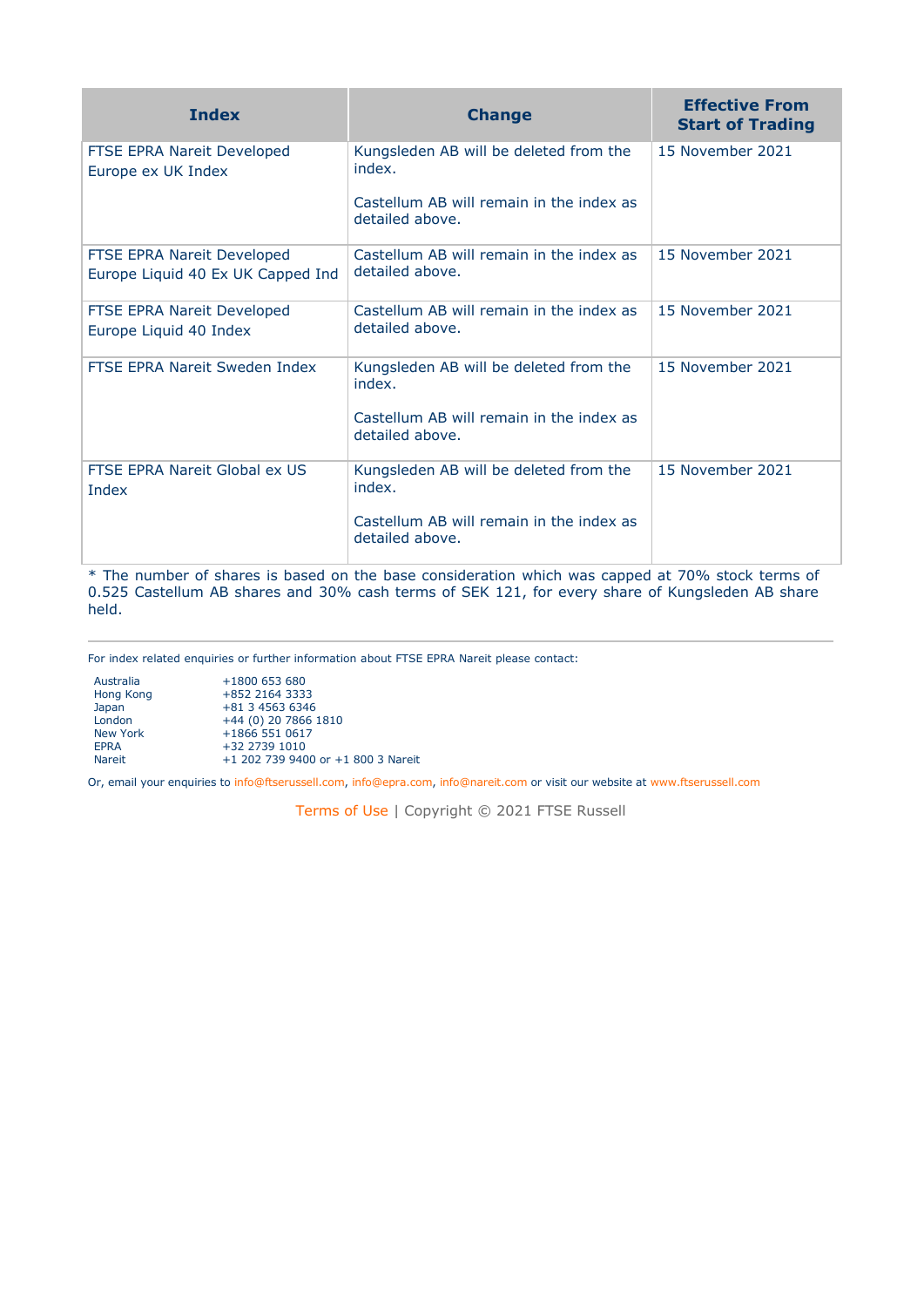| Index | Change | Effective From Start of Trading |
|---|---|---|
| FTSE EPRA Nareit Developed Europe ex UK Index | Kungsleden AB will be deleted from the index.<br><br>Castellum AB will remain in the index as detailed above. | 15 November 2021 |
| FTSE EPRA Nareit Developed Europe Liquid 40 Ex UK Capped Ind | Castellum AB will remain in the index as detailed above. | 15 November 2021 |
| FTSE EPRA Nareit Developed Europe Liquid 40 Index | Castellum AB will remain in the index as detailed above. | 15 November 2021 |
| FTSE EPRA Nareit Sweden Index | Kungsleden AB will be deleted from the index.<br><br>Castellum AB will remain in the index as detailed above. | 15 November 2021 |
| FTSE EPRA Nareit Global ex US Index | Kungsleden AB will be deleted from the index.<br><br>Castellum AB will remain in the index as detailed above. | 15 November 2021 |

* The number of shares is based on the base consideration which was capped at 70% stock terms of 0.525 Castellum AB shares and 30% cash terms of SEK 121, for every share of Kungsleden AB share held.

---

For index related enquiries or further information about FTSE EPRA Nareit please contact:

| | |
|---|---|
| Australia | +1800 653 680 |
| Hong Kong | +852 2164 3333 |
| Japan | +81 3 4563 6346 |
| London | +44 (0) 20 7866 1810 |
| New York | +1866 551 0617 |
| EPRA | +32 2739 1010 |
| Nareit | +1 202 739 9400 or +1 800 3 Nareit |

Or, email your enquiries to info@ftserussell.com, info@epra.com, info@nareit.com or visit our website at www.ftserussell.com

Terms of Use | Copyright © 2021 FTSE Russell